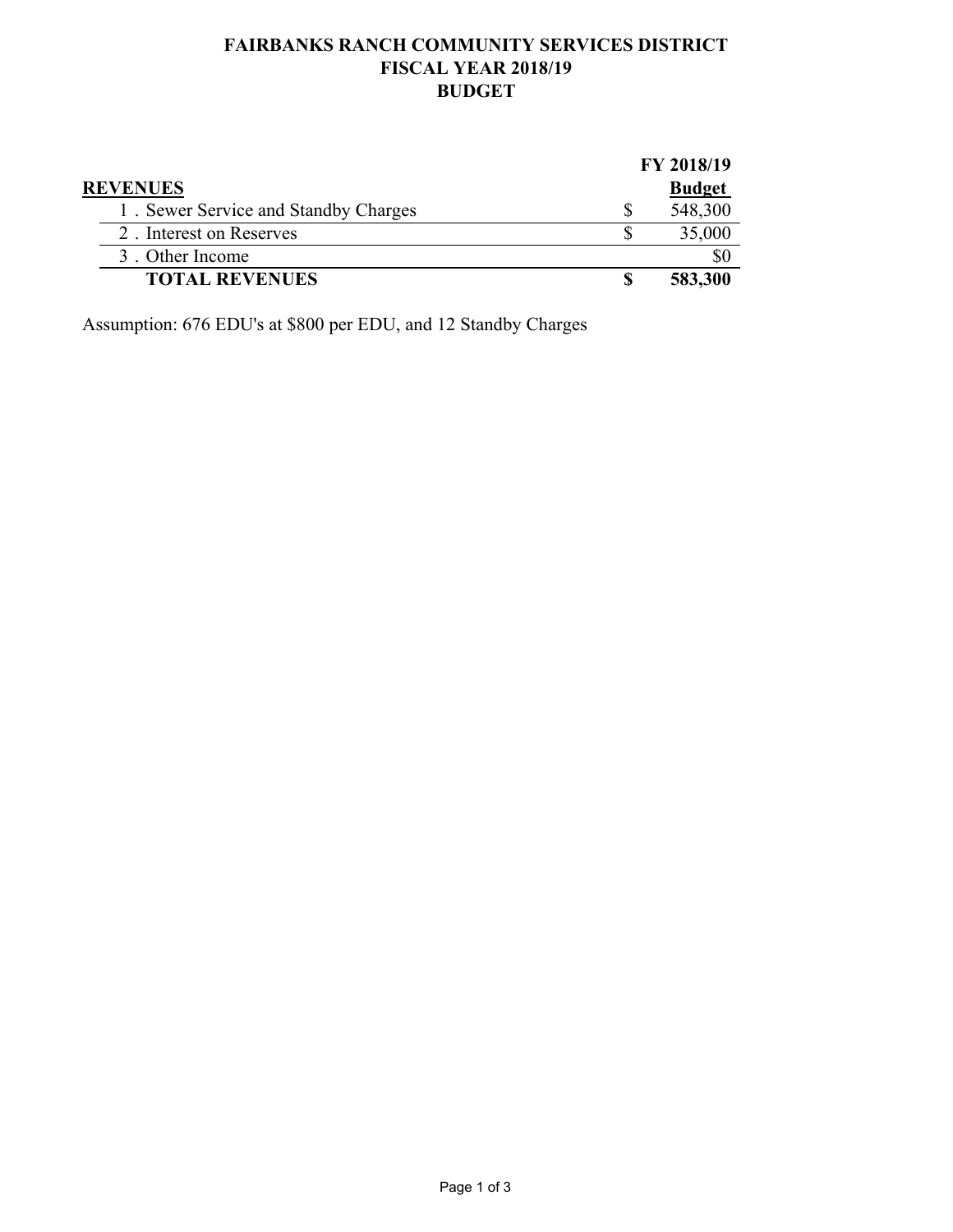**FAIRBANKS RANCH COMMUNITY SERVICES DISTRICT**
**FISCAL YEAR 2018/19**
**BUDGET**

| **REVENUES** | | **FY 2018/19 Budget** |
|---|---|---|
| 1 . Sewer Service and Standby Charges | $ | 548,300 |
| 2 . Interest on Reserves | $ | 35,000 |
| 3 . Other Income | | $0 |
| **TOTAL REVENUES** | **$** | **583,300** |

Assumption: 676 EDU's at $800 per EDU, and 12 Standby Charges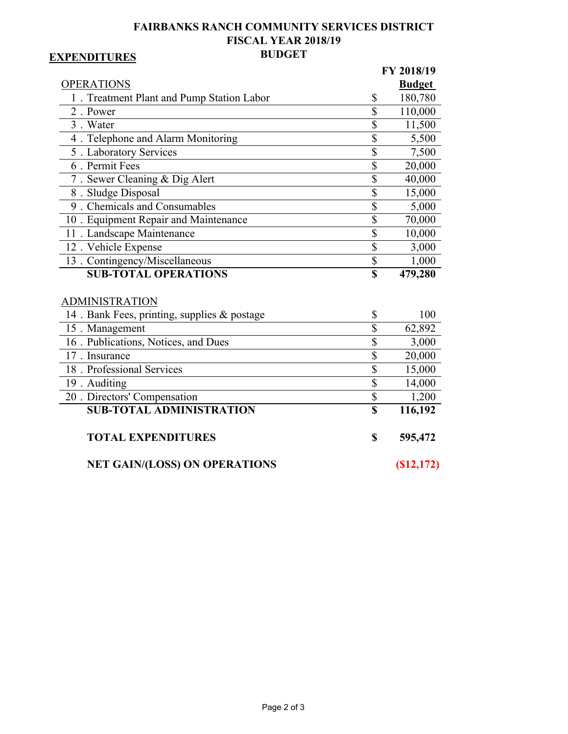# FAIRBANKS RANCH COMMUNITY SERVICES DISTRICT
## FISCAL YEAR 2018/19
## BUDGET

**EXPENDITURES**

| | | FY 2018/19 **Budget** |
|---|---|---|
| OPERATIONS | | |
| 1 . Treatment Plant and Pump Station Labor | $ | 180,780 |
| 2 . Power | $ | 110,000 |
| 3 . Water | $ | 11,500 |
| 4 . Telephone and Alarm Monitoring | $ | 5,500 |
| 5 . Laboratory Services | $ | 7,500 |
| 6 . Permit Fees | $ | 20,000 |
| 7 . Sewer Cleaning & Dig Alert | $ | 40,000 |
| 8 . Sludge Disposal | $ | 15,000 |
| 9 . Chemicals and Consumables | $ | 5,000 |
| 10 . Equipment Repair and Maintenance | $ | 70,000 |
| 11 . Landscape Maintenance | $ | 10,000 |
| 12 . Vehicle Expense | $ | 3,000 |
| 13 . Contingency/Miscellaneous | $ | 1,000 |
| **SUB-TOTAL OPERATIONS** | **$** | **479,280** |
| | | |
| ADMINISTRATION | | |
| 14 . Bank Fees, printing, supplies & postage | $ | 100 |
| 15 . Management | $ | 62,892 |
| 16 . Publications, Notices, and Dues | $ | 3,000 |
| 17 . Insurance | $ | 20,000 |
| 18 . Professional Services | $ | 15,000 |
| 19 . Auditing | $ | 14,000 |
| 20 . Directors' Compensation | $ | 1,200 |
| **SUB-TOTAL ADMINISTRATION** | **$** | **116,192** |
| | | |
| **TOTAL EXPENDITURES** | **$** | **595,472** |
| | | |
| **NET GAIN/(LOSS) ON OPERATIONS** | | **($12,172)** |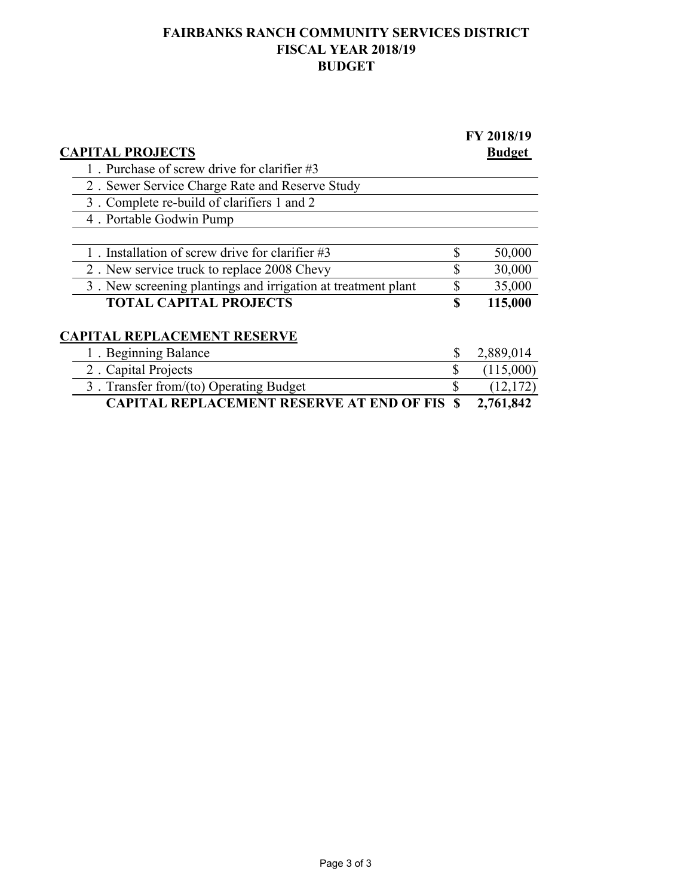**FAIRBANKS RANCH COMMUNITY SERVICES DISTRICT**
**FISCAL YEAR 2018/19**
**BUDGET**

| **CAPITAL PROJECTS** | | **FY 2018/19 Budget** |
|---|---|---|
| 1 . Purchase of screw drive for clarifier #3 | | |
| 2 . Sewer Service Charge Rate and Reserve Study | | |
| 3 . Complete re-build of clarifiers 1 and 2 | | |
| 4 . Portable Godwin Pump | | |
| | | |
| 1 . Installation of screw drive for clarifier #3 | $ | 50,000 |
| 2 . New service truck to replace 2008 Chevy | $ | 30,000 |
| 3 . New screening plantings and irrigation at treatment plant | $ | 35,000 |
| **TOTAL CAPITAL PROJECTS** | **$** | **115,000** |

| **CAPITAL REPLACEMENT RESERVE** | | |
|---|---|---|
| 1 . Beginning Balance | $ | 2,889,014 |
| 2 . Capital Projects | $ | (115,000) |
| 3 . Transfer from/(to) Operating Budget | $ | (12,172) |
| **CAPITAL REPLACEMENT RESERVE AT END OF FIS** | **$** | **2,761,842** |